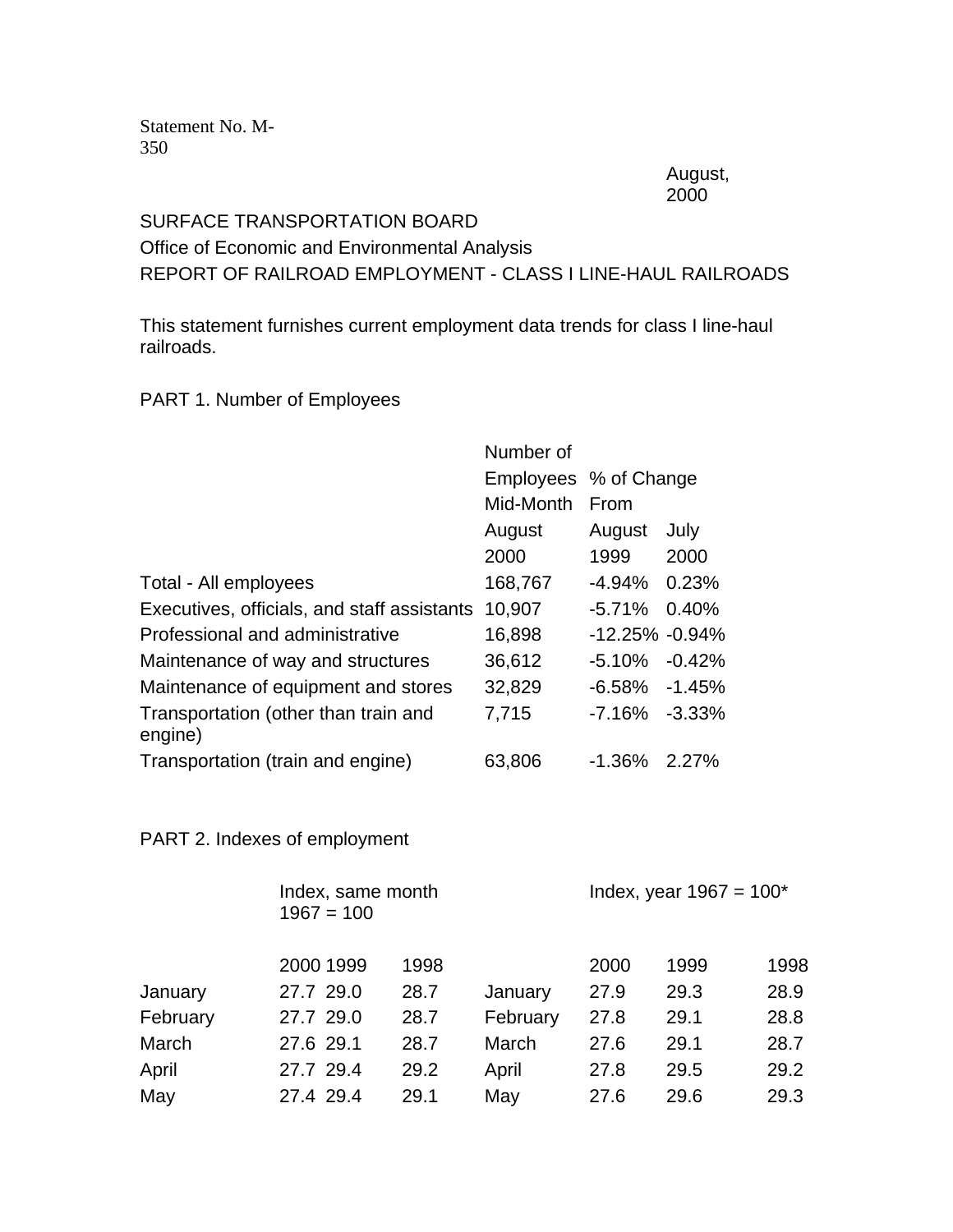Statement No. M-350

August, 2000

SURFACE TRANSPORTATION BOARD

Office of Economic and Environmental Analysis

REPORT OF RAILROAD EMPLOYMENT - CLASS I LINE-HAUL RAILROADS

This statement furnishes current employment data trends for class I line-haul railroads.

PART 1. Number of Employees

| | Number of Employees Mid-Month | % of Change From | |
|---|---|---|---|
| | August 2000 | August 1999 | July 2000 |
| Total - All employees | 168,767 | -4.94% | 0.23% |
| Executives, officials, and staff assistants | 10,907 | -5.71% | 0.40% |
| Professional and administrative | 16,898 | -12.25% | -0.94% |
| Maintenance of way and structures | 36,612 | -5.10% | -0.42% |
| Maintenance of equipment and stores | 32,829 | -6.58% | -1.45% |
| Transportation (other than train and engine) | 7,715 | -7.16% | -3.33% |
| Transportation (train and engine) | 63,806 | -1.36% | 2.27% |

PART 2. Indexes of employment

| | Index, same month 1967 = 100 | | | | Index, year 1967 = 100* | | |
|---|---|---|---|---|---|---|---|
| | 2000 | 1999 | 1998 | | 2000 | 1999 | 1998 |
| January | 27.7 | 29.0 | 28.7 | January | 27.9 | 29.3 | 28.9 |
| February | 27.7 | 29.0 | 28.7 | February | 27.8 | 29.1 | 28.8 |
| March | 27.6 | 29.1 | 28.7 | March | 27.6 | 29.1 | 28.7 |
| April | 27.7 | 29.4 | 29.2 | April | 27.8 | 29.5 | 29.2 |
| May | 27.4 | 29.4 | 29.1 | May | 27.6 | 29.6 | 29.3 |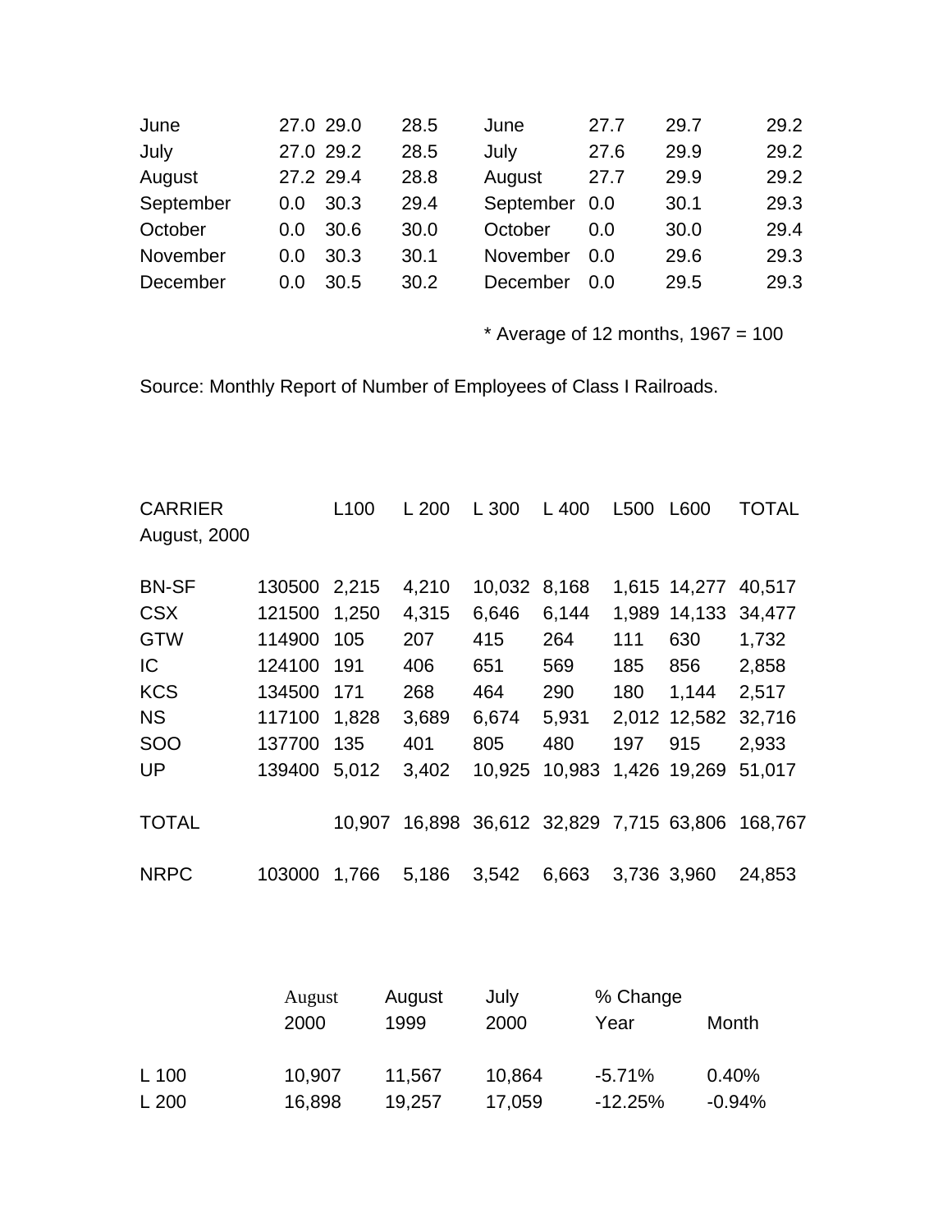| June | 27.0 | 29.0 | 28.5 | June | 27.7 | 29.7 | 29.2 |
|---|---|---|---|---|---|---|---|
| July | 27.0 | 29.2 | 28.5 | July | 27.6 | 29.9 | 29.2 |
| August | 27.2 | 29.4 | 28.8 | August | 27.7 | 29.9 | 29.2 |
| September | 0.0 | 30.3 | 29.4 | September | 0.0 | 30.1 | 29.3 |
| October | 0.0 | 30.6 | 30.0 | October | 0.0 | 30.0 | 29.4 |
| November | 0.0 | 30.3 | 30.1 | November | 0.0 | 29.6 | 29.3 |
| December | 0.0 | 30.5 | 30.2 | December | 0.0 | 29.5 | 29.3 |

* Average of 12 months, 1967 = 100

Source: Monthly Report of Number of Employees of Class I Railroads.

| CARRIER August, 2000 | | L100 | L 200 | L 300 | L 400 | L500 | L600 | TOTAL |
|---|---|---|---|---|---|---|---|---|
| BN-SF | 130500 | 2,215 | 4,210 | 10,032 | 8,168 | 1,615 | 14,277 | 40,517 |
| CSX | 121500 | 1,250 | 4,315 | 6,646 | 6,144 | 1,989 | 14,133 | 34,477 |
| GTW | 114900 | 105 | 207 | 415 | 264 | 111 | 630 | 1,732 |
| IC | 124100 | 191 | 406 | 651 | 569 | 185 | 856 | 2,858 |
| KCS | 134500 | 171 | 268 | 464 | 290 | 180 | 1,144 | 2,517 |
| NS | 117100 | 1,828 | 3,689 | 6,674 | 5,931 | 2,012 | 12,582 | 32,716 |
| SOO | 137700 | 135 | 401 | 805 | 480 | 197 | 915 | 2,933 |
| UP | 139400 | 5,012 | 3,402 | 10,925 | 10,983 | 1,426 | 19,269 | 51,017 |
| TOTAL | | 10,907 | 16,898 | 36,612 | 32,829 | 7,715 | 63,806 | 168,767 |
| NRPC | 103000 | 1,766 | 5,186 | 3,542 | 6,663 | 3,736 | 3,960 | 24,853 |

| | August 2000 | August 1999 | July 2000 | % Change Year | Month |
|---|---|---|---|---|---|
| L 100 | 10,907 | 11,567 | 10,864 | -5.71% | 0.40% |
| L 200 | 16,898 | 19,257 | 17,059 | -12.25% | -0.94% |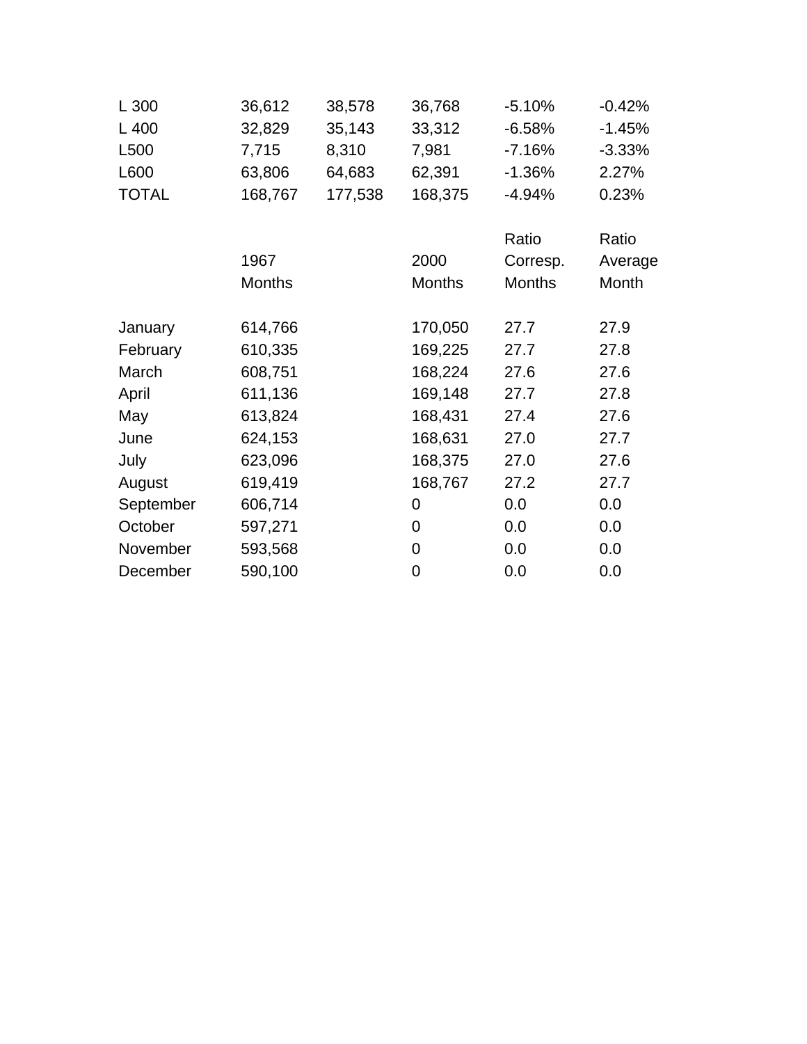| | | | | | |
|---|---|---|---|---|---|
| L 300 | 36,612 | 38,578 | 36,768 | -5.10% | -0.42% |
| L 400 | 32,829 | 35,143 | 33,312 | -6.58% | -1.45% |
| L500 | 7,715 | 8,310 | 7,981 | -7.16% | -3.33% |
| L600 | 63,806 | 64,683 | 62,391 | -1.36% | 2.27% |
| TOTAL | 168,767 | 177,538 | 168,375 | -4.94% | 0.23% |

| | 1967 Months | | 2000 Months | Ratio Corresp. Months | Ratio Average Month |
|---|---|---|---|---|---|
| January | 614,766 | | 170,050 | 27.7 | 27.9 |
| February | 610,335 | | 169,225 | 27.7 | 27.8 |
| March | 608,751 | | 168,224 | 27.6 | 27.6 |
| April | 611,136 | | 169,148 | 27.7 | 27.8 |
| May | 613,824 | | 168,431 | 27.4 | 27.6 |
| June | 624,153 | | 168,631 | 27.0 | 27.7 |
| July | 623,096 | | 168,375 | 27.0 | 27.6 |
| August | 619,419 | | 168,767 | 27.2 | 27.7 |
| September | 606,714 | | 0 | 0.0 | 0.0 |
| October | 597,271 | | 0 | 0.0 | 0.0 |
| November | 593,568 | | 0 | 0.0 | 0.0 |
| December | 590,100 | | 0 | 0.0 | 0.0 |